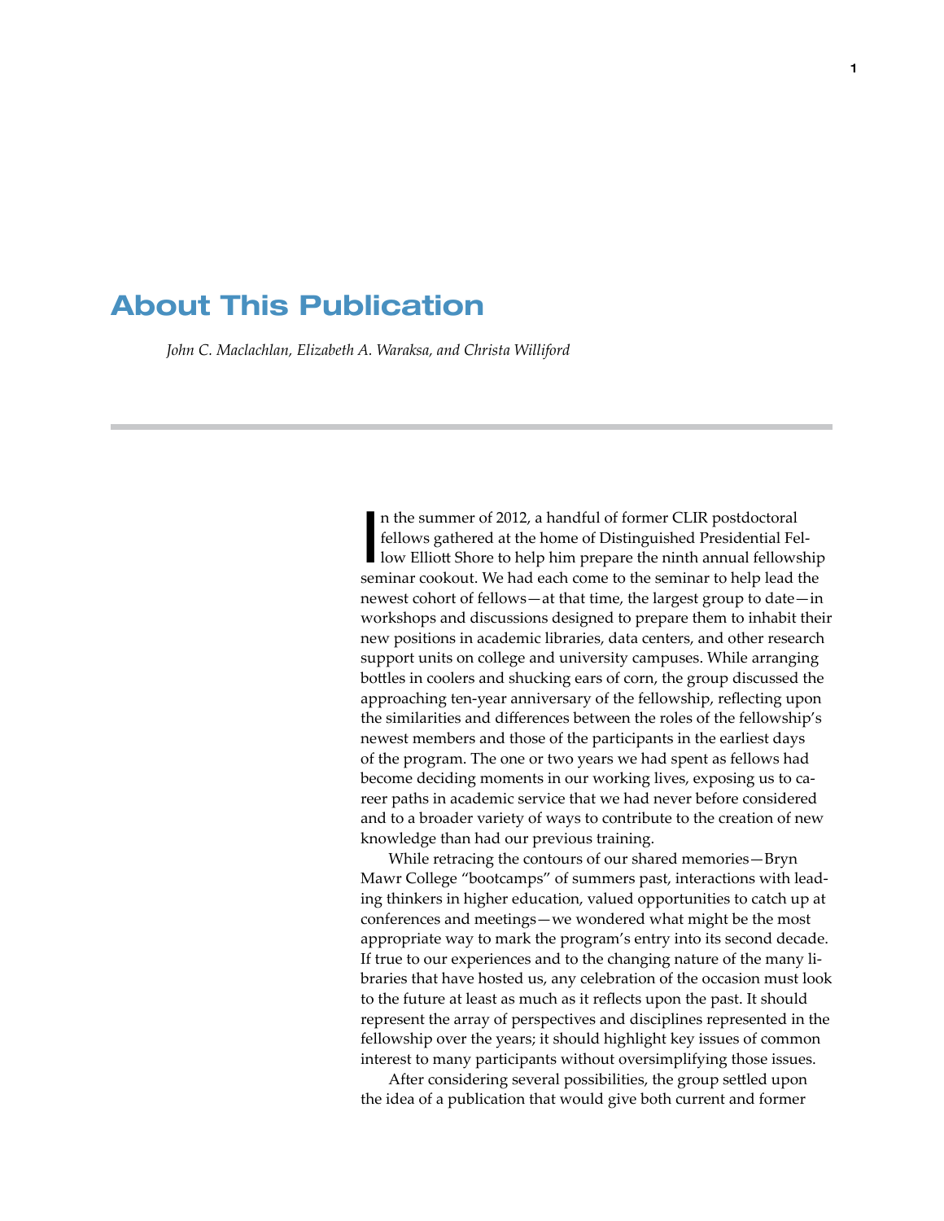# About This Publication

*John C. Maclachlan, Elizabeth A. Waraksa, and Christa Williford*

In the summer of 2012, a handful of former CLIR postdoctoral fellows gathered at the home of Distinguished Presidential Fellow Elliott Shore to help him prepare the ninth annual fellowship seminar cookout. We had each come to the seminar to help lead the newest cohort of fellows—at that time, the largest group to date—in workshops and discussions designed to prepare them to inhabit their new positions in academic libraries, data centers, and other research support units on college and university campuses. While arranging bottles in coolers and shucking ears of corn, the group discussed the approaching ten-year anniversary of the fellowship, reflecting upon the similarities and differences between the roles of the fellowship's newest members and those of the participants in the earliest days of the program. The one or two years we had spent as fellows had become deciding moments in our working lives, exposing us to career paths in academic service that we had never before considered and to a broader variety of ways to contribute to the creation of new knowledge than had our previous training.

While retracing the contours of our shared memories—Bryn Mawr College "bootcamps" of summers past, interactions with leading thinkers in higher education, valued opportunities to catch up at conferences and meetings—we wondered what might be the most appropriate way to mark the program's entry into its second decade. If true to our experiences and to the changing nature of the many libraries that have hosted us, any celebration of the occasion must look to the future at least as much as it reflects upon the past. It should represent the array of perspectives and disciplines represented in the fellowship over the years; it should highlight key issues of common interest to many participants without oversimplifying those issues.

After considering several possibilities, the group settled upon the idea of a publication that would give both current and former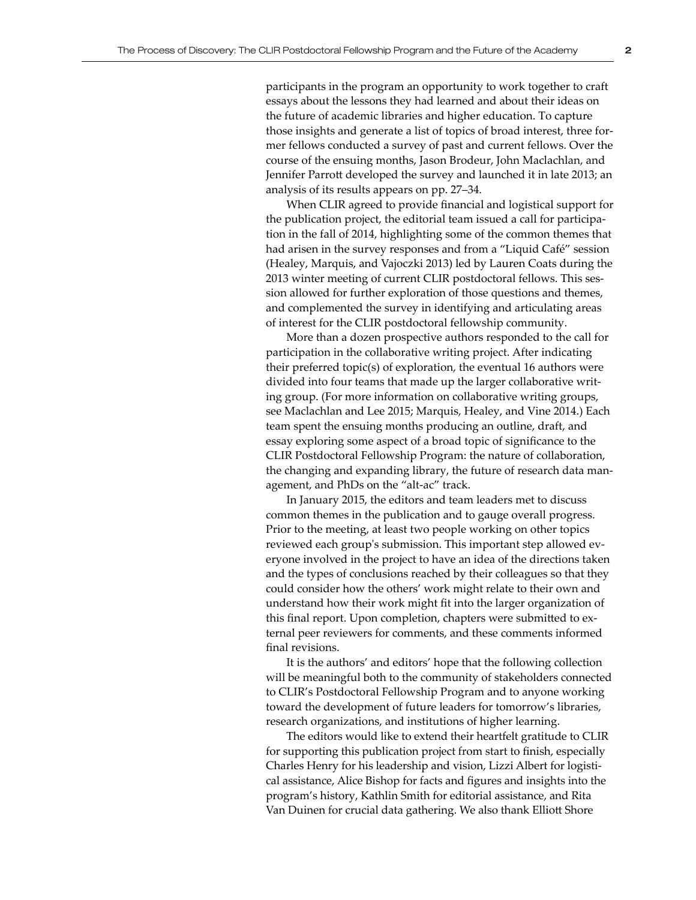participants in the program an opportunity to work together to craft essays about the lessons they had learned and about their ideas on the future of academic libraries and higher education. To capture those insights and generate a list of topics of broad interest, three former fellows conducted a survey of past and current fellows. Over the course of the ensuing months, Jason Brodeur, John Maclachlan, and Jennifer Parrott developed the survey and launched it in late 2013; an analysis of its results appears on pp. 27–34.

When CLIR agreed to provide financial and logistical support for the publication project, the editorial team issued a call for participation in the fall of 2014, highlighting some of the common themes that had arisen in the survey responses and from a "Liquid Café" session (Healey, Marquis, and Vajoczki 2013) led by Lauren Coats during the 2013 winter meeting of current CLIR postdoctoral fellows. This session allowed for further exploration of those questions and themes, and complemented the survey in identifying and articulating areas of interest for the CLIR postdoctoral fellowship community.

More than a dozen prospective authors responded to the call for participation in the collaborative writing project. After indicating their preferred topic(s) of exploration, the eventual 16 authors were divided into four teams that made up the larger collaborative writing group. (For more information on collaborative writing groups, see Maclachlan and Lee 2015; Marquis, Healey, and Vine 2014.) Each team spent the ensuing months producing an outline, draft, and essay exploring some aspect of a broad topic of significance to the CLIR Postdoctoral Fellowship Program: the nature of collaboration, the changing and expanding library, the future of research data management, and PhDs on the "alt-ac" track.

In January 2015, the editors and team leaders met to discuss common themes in the publication and to gauge overall progress. Prior to the meeting, at least two people working on other topics reviewed each group's submission. This important step allowed everyone involved in the project to have an idea of the directions taken and the types of conclusions reached by their colleagues so that they could consider how the others' work might relate to their own and understand how their work might fit into the larger organization of this final report. Upon completion, chapters were submitted to external peer reviewers for comments, and these comments informed final revisions.

It is the authors' and editors' hope that the following collection will be meaningful both to the community of stakeholders connected to CLIR's Postdoctoral Fellowship Program and to anyone working toward the development of future leaders for tomorrow's libraries, research organizations, and institutions of higher learning.

The editors would like to extend their heartfelt gratitude to CLIR for supporting this publication project from start to finish, especially Charles Henry for his leadership and vision, Lizzi Albert for logistical assistance, Alice Bishop for facts and figures and insights into the program's history, Kathlin Smith for editorial assistance, and Rita Van Duinen for crucial data gathering. We also thank Elliott Shore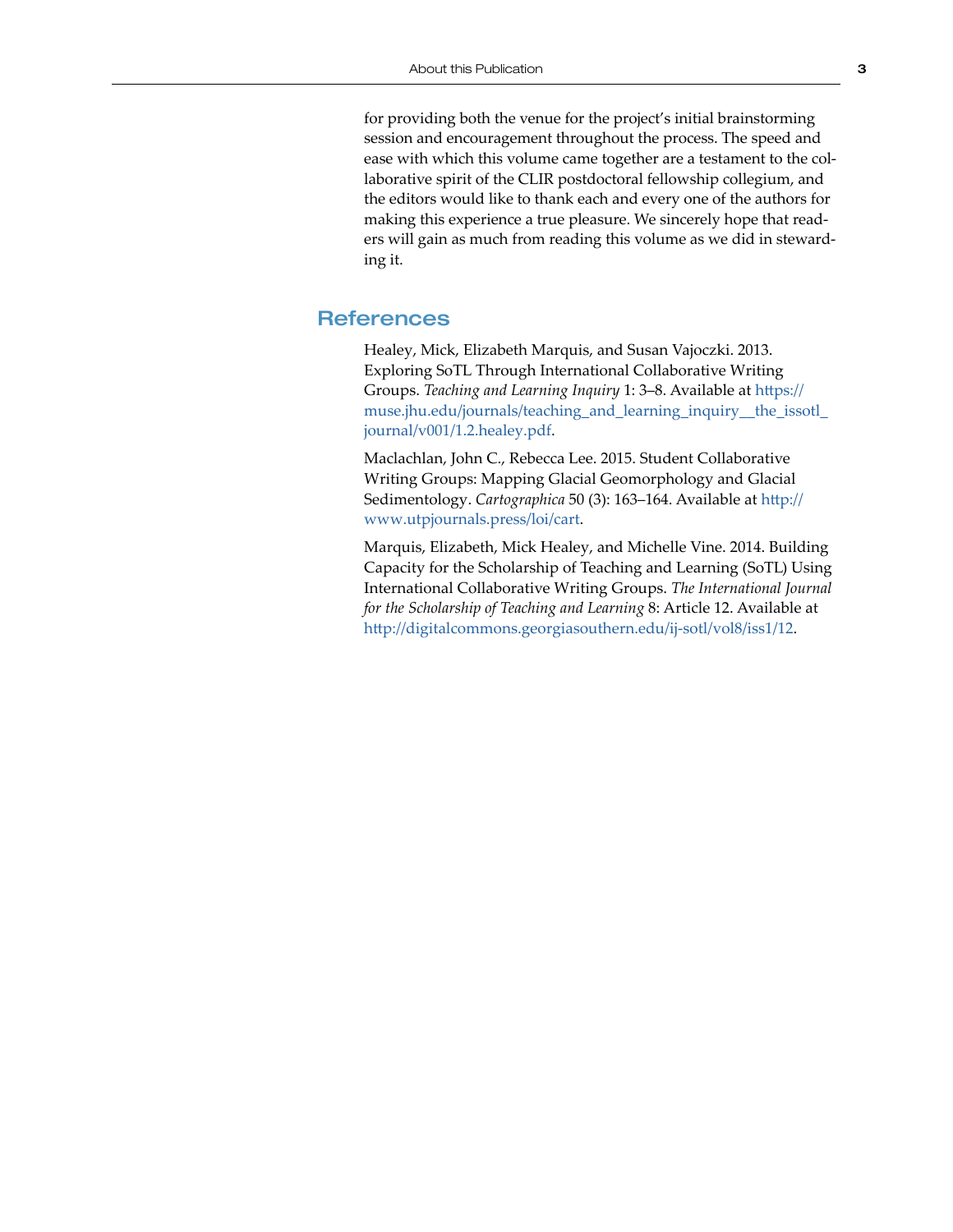for providing both the venue for the project's initial brainstorming session and encouragement throughout the process. The speed and ease with which this volume came together are a testament to the collaborative spirit of the CLIR postdoctoral fellowship collegium, and the editors would like to thank each and every one of the authors for making this experience a true pleasure. We sincerely hope that readers will gain as much from reading this volume as we did in stewarding it.

## References

Healey, Mick, Elizabeth Marquis, and Susan Vajoczki. 2013. Exploring SoTL Through International Collaborative Writing Groups. *Teaching and Learning Inquiry* 1: 3–8. Available at https://muse.jhu.edu/journals/teaching_and_learning_inquiry__the_issotl_journal/v001/1.2.healey.pdf.

Maclachlan, John C., Rebecca Lee. 2015. Student Collaborative Writing Groups: Mapping Glacial Geomorphology and Glacial Sedimentology. *Cartographica* 50 (3): 163–164. Available at http://www.utpjournals.press/loi/cart.

Marquis, Elizabeth, Mick Healey, and Michelle Vine. 2014. Building Capacity for the Scholarship of Teaching and Learning (SoTL) Using International Collaborative Writing Groups. *The International Journal for the Scholarship of Teaching and Learning* 8: Article 12. Available at http://digitalcommons.georgiasouthern.edu/ij-sotl/vol8/iss1/12.